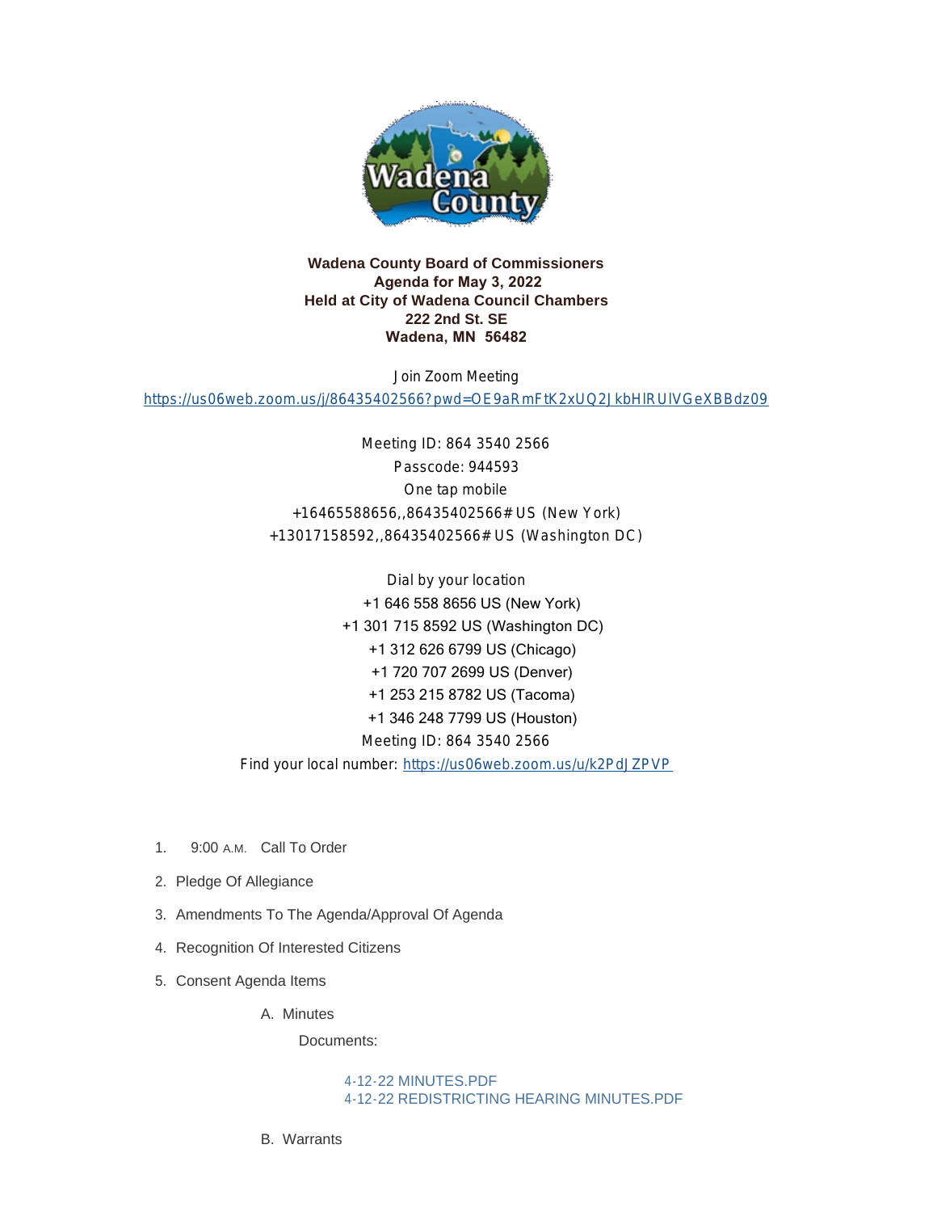**Wadena County Board of Commissioners**
**Agenda for May 3, 2022**
**Held at City of Wadena Council Chambers**
**222 2nd St. SE**
**Wadena, MN 56482**

Join Zoom Meeting
https://us06web.zoom.us/j/86435402566?pwd=OE9aRmFtK2xUQ2JkbHlRUlVGeXBBdz09

Meeting ID: 864 3540 2566
Passcode: 944593
One tap mobile
+16465588656,,86435402566# US (New York)
+13017158592,,86435402566# US (Washington DC)

Dial by your location
+1 646 558 8656 US (New York)
+1 301 715 8592 US (Washington DC)
+1 312 626 6799 US (Chicago)
+1 720 707 2699 US (Denver)
+1 253 215 8782 US (Tacoma)
+1 346 248 7799 US (Houston)
Meeting ID: 864 3540 2566
Find your local number: https://us06web.zoom.us/u/k2PdJZPVP

1. 9:00 A.M. Call To Order
2. Pledge Of Allegiance
3. Amendments To The Agenda/Approval Of Agenda
4. Recognition Of Interested Citizens
5. Consent Agenda Items
   A. Minutes

      Documents:

      4-12-22 MINUTES.PDF
      4-12-22 REDISTRICTING HEARING MINUTES.PDF

   B. Warrants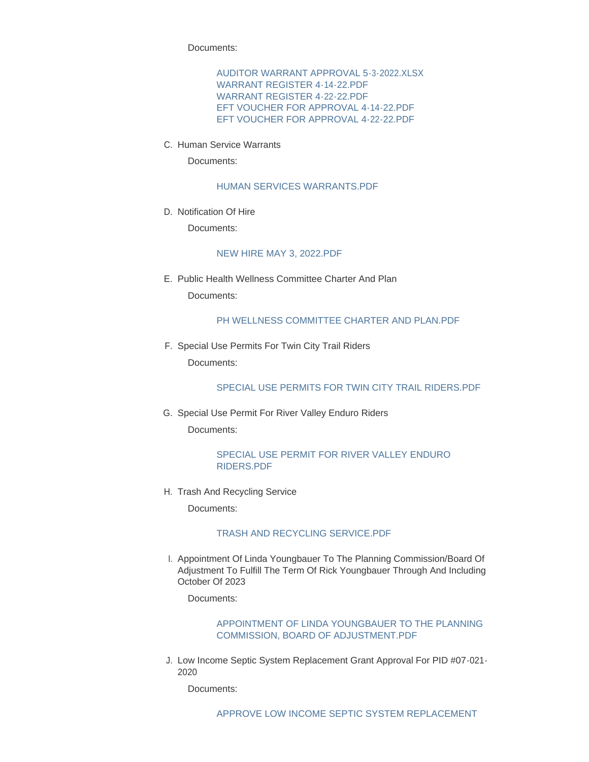Documents:

- AUDITOR WARRANT APPROVAL 5-3-2022.XLSX
- WARRANT REGISTER 4-14-22.PDF
- WARRANT REGISTER 4-22-22.PDF
- EFT VOUCHER FOR APPROVAL 4-14-22.PDF
- EFT VOUCHER FOR APPROVAL 4-22-22.PDF

C. Human Service Warrants

Documents:

- HUMAN SERVICES WARRANTS.PDF

D. Notification Of Hire

Documents:

- NEW HIRE MAY 3, 2022.PDF

E. Public Health Wellness Committee Charter And Plan

Documents:

- PH WELLNESS COMMITTEE CHARTER AND PLAN.PDF

F. Special Use Permits For Twin City Trail Riders

Documents:

- SPECIAL USE PERMITS FOR TWIN CITY TRAIL RIDERS.PDF

G. Special Use Permit For River Valley Enduro Riders

Documents:

- SPECIAL USE PERMIT FOR RIVER VALLEY ENDURO RIDERS.PDF

H. Trash And Recycling Service

Documents:

- TRASH AND RECYCLING SERVICE.PDF

I. Appointment Of Linda Youngbauer To The Planning Commission/Board Of Adjustment To Fulfill The Term Of Rick Youngbauer Through And Including October Of 2023

Documents:

- APPOINTMENT OF LINDA YOUNGBAUER TO THE PLANNING COMMISSION, BOARD OF ADJUSTMENT.PDF

J. Low Income Septic System Replacement Grant Approval For PID #07-021-2020

Documents:

- APPROVE LOW INCOME SEPTIC SYSTEM REPLACEMENT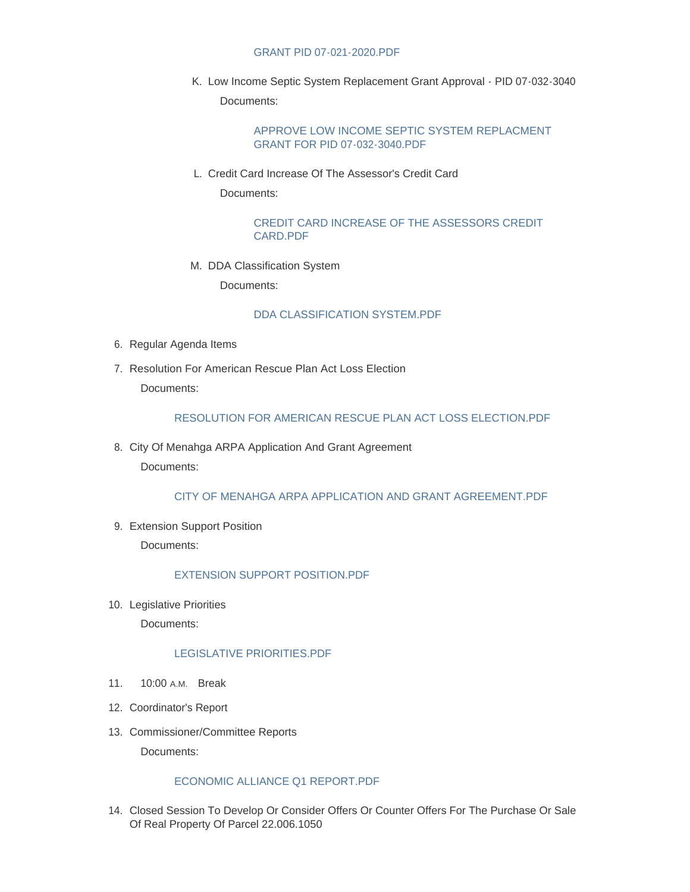GRANT PID 07-021-2020.PDF

K. Low Income Septic System Replacement Grant Approval - PID 07-032-3040

   Documents:

   APPROVE LOW INCOME SEPTIC SYSTEM REPLACMENT GRANT FOR PID 07-032-3040.PDF

L. Credit Card Increase Of The Assessor's Credit Card

   Documents:

   CREDIT CARD INCREASE OF THE ASSESSORS CREDIT CARD.PDF

M. DDA Classification System

   Documents:

   DDA CLASSIFICATION SYSTEM.PDF

6. Regular Agenda Items
7. Resolution For American Rescue Plan Act Loss Election

   Documents:

   RESOLUTION FOR AMERICAN RESCUE PLAN ACT LOSS ELECTION.PDF

8. City Of Menahga ARPA Application And Grant Agreement

   Documents:

   CITY OF MENAHGA ARPA APPLICATION AND GRANT AGREEMENT.PDF

9. Extension Support Position

   Documents:

   EXTENSION SUPPORT POSITION.PDF

10. Legislative Priorities

    Documents:

    LEGISLATIVE PRIORITIES.PDF

11. 10:00 A.M. Break
12. Coordinator's Report
13. Commissioner/Committee Reports

    Documents:

    ECONOMIC ALLIANCE Q1 REPORT.PDF

14. Closed Session To Develop Or Consider Offers Or Counter Offers For The Purchase Or Sale Of Real Property Of Parcel 22.006.1050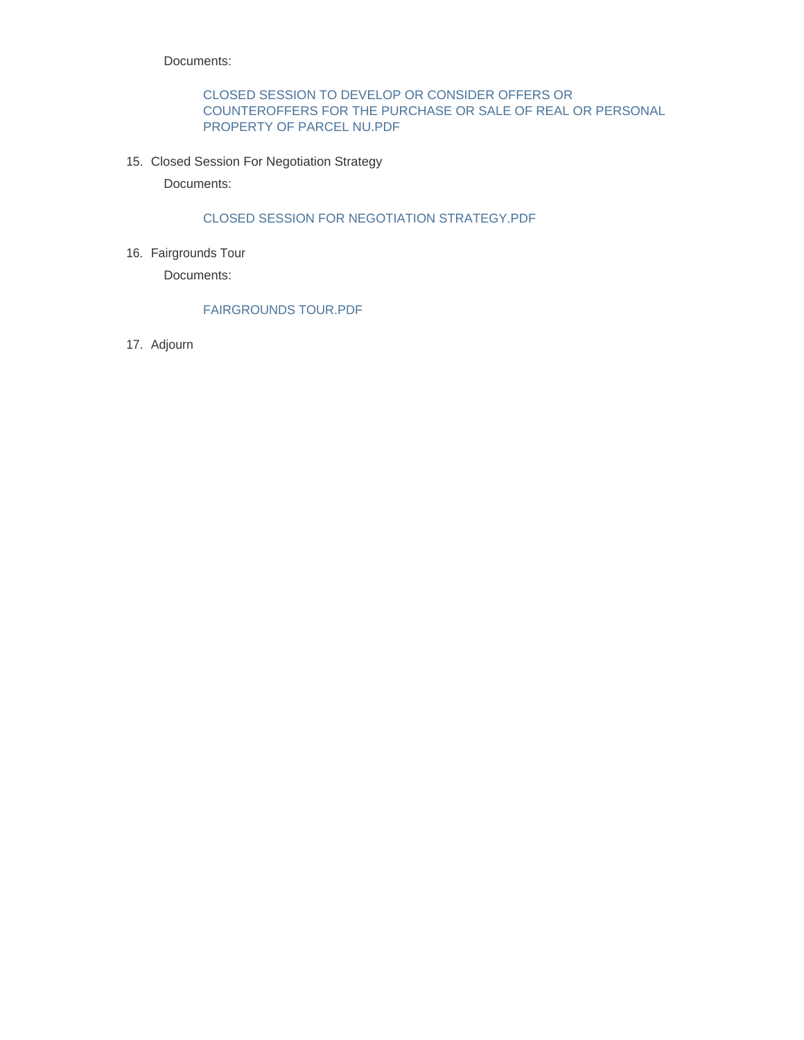Documents:

CLOSED SESSION TO DEVELOP OR CONSIDER OFFERS OR COUNTEROFFERS FOR THE PURCHASE OR SALE OF REAL OR PERSONAL PROPERTY OF PARCEL NU.PDF

15. Closed Session For Negotiation Strategy

    Documents:

    CLOSED SESSION FOR NEGOTIATION STRATEGY.PDF

16. Fairgrounds Tour

    Documents:

    FAIRGROUNDS TOUR.PDF

17. Adjourn